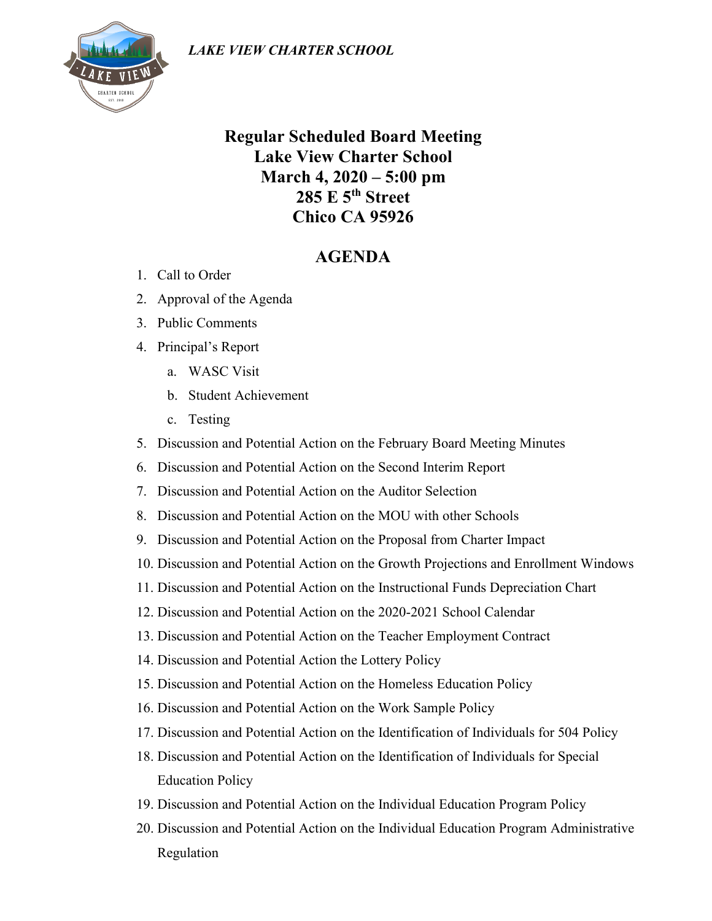*LAKE VIEW CHARTER SCHOOL*

# Regular Scheduled Board Meeting
# Lake View Charter School
# March 4, 2020 – 5:00 pm
# 285 E 5th Street
# Chico CA 95926

## AGENDA

1. Call to Order
2. Approval of the Agenda
3. Public Comments
4. Principal's Report
   a. WASC Visit
   b. Student Achievement
   c. Testing
5. Discussion and Potential Action on the February Board Meeting Minutes
6. Discussion and Potential Action on the Second Interim Report
7. Discussion and Potential Action on the Auditor Selection
8. Discussion and Potential Action on the MOU with other Schools
9. Discussion and Potential Action on the Proposal from Charter Impact
10. Discussion and Potential Action on the Growth Projections and Enrollment Windows
11. Discussion and Potential Action on the Instructional Funds Depreciation Chart
12. Discussion and Potential Action on the 2020-2021 School Calendar
13. Discussion and Potential Action on the Teacher Employment Contract
14. Discussion and Potential Action the Lottery Policy
15. Discussion and Potential Action on the Homeless Education Policy
16. Discussion and Potential Action on the Work Sample Policy
17. Discussion and Potential Action on the Identification of Individuals for 504 Policy
18. Discussion and Potential Action on the Identification of Individuals for Special Education Policy
19. Discussion and Potential Action on the Individual Education Program Policy
20. Discussion and Potential Action on the Individual Education Program Administrative Regulation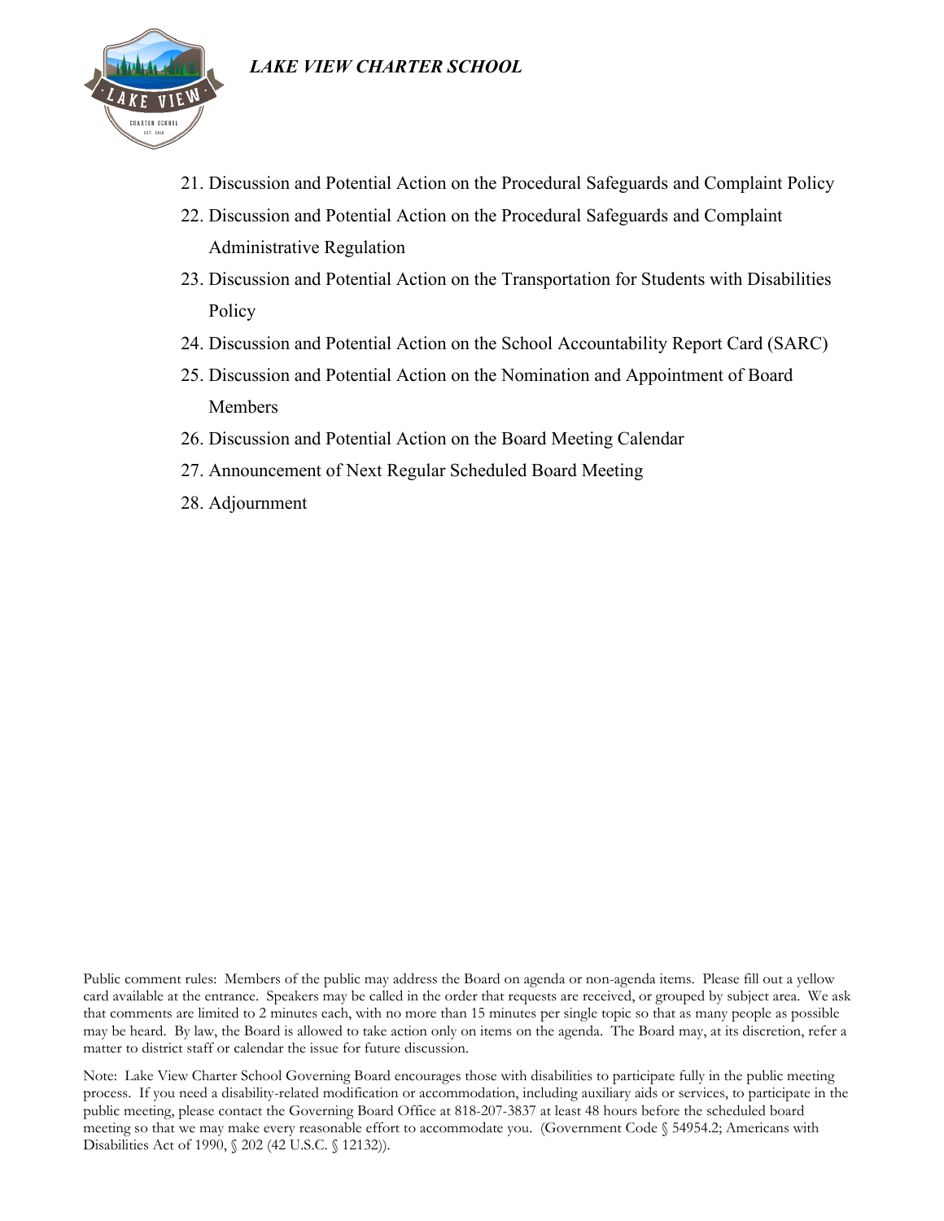21. Discussion and Potential Action on the Procedural Safeguards and Complaint Policy
22. Discussion and Potential Action on the Procedural Safeguards and Complaint Administrative Regulation
23. Discussion and Potential Action on the Transportation for Students with Disabilities Policy
24. Discussion and Potential Action on the School Accountability Report Card (SARC)
25. Discussion and Potential Action on the Nomination and Appointment of Board Members
26. Discussion and Potential Action on the Board Meeting Calendar
27. Announcement of Next Regular Scheduled Board Meeting
28. Adjournment

Public comment rules: Members of the public may address the Board on agenda or non-agenda items. Please fill out a yellow card available at the entrance. Speakers may be called in the order that requests are received, or grouped by subject area. We ask that comments are limited to 2 minutes each, with no more than 15 minutes per single topic so that as many people as possible may be heard. By law, the Board is allowed to take action only on items on the agenda. The Board may, at its discretion, refer a matter to district staff or calendar the issue for future discussion.

Note: Lake View Charter School Governing Board encourages those with disabilities to participate fully in the public meeting process. If you need a disability-related modification or accommodation, including auxiliary aids or services, to participate in the public meeting, please contact the Governing Board Office at 818-207-3837 at least 48 hours before the scheduled board meeting so that we may make every reasonable effort to accommodate you. (Government Code § 54954.2; Americans with Disabilities Act of 1990, § 202 (42 U.S.C. § 12132)).